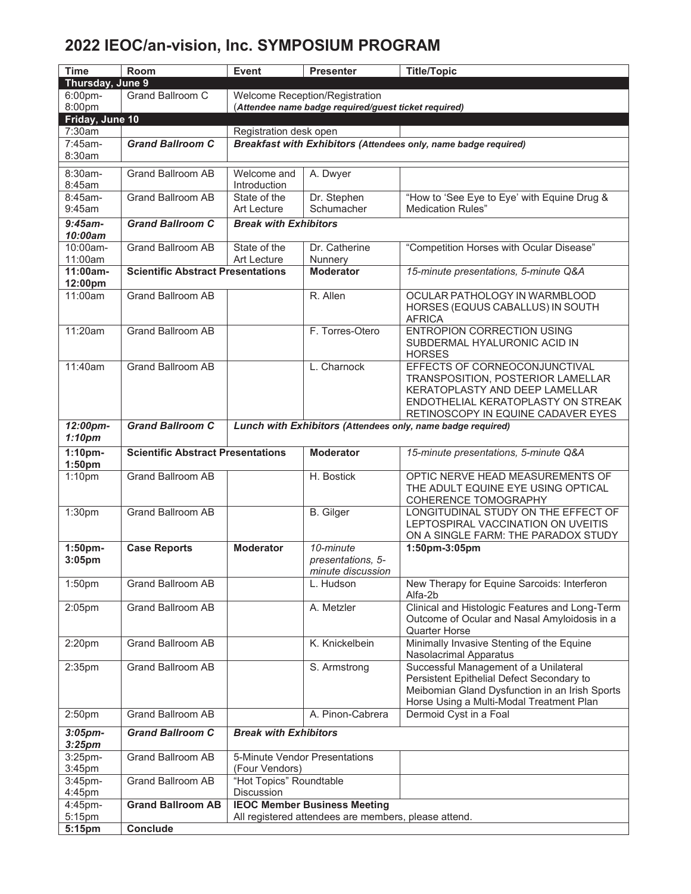# 2022 IEOC/an-vision, Inc. SYMPOSIUM PROGRAM

| Time | Room | Event | Presenter | Title/Topic |
|---|---|---|---|---|
| **Thursday, June 9** | | | | |
| 6:00pm-8:00pm | Grand Ballroom C | Welcome Reception/Registration (***Attendee name badge required/guest ticket required***) | | |
| **Friday, June 10** | | | | |
| 7:30am | | Registration desk open | | |
| 7:45am-8:30am | ***Grand Ballroom C*** | ***Breakfast with Exhibitors (Attendees only, name badge required)*** | | |
| 8:30am-8:45am | Grand Ballroom AB | Welcome and Introduction | A. Dwyer | |
| 8:45am-9:45am | Grand Ballroom AB | State of the Art Lecture | Dr. Stephen Schumacher | "How to 'See Eye to Eye' with Equine Drug & Medication Rules" |
| ***9:45am-10:00am*** | ***Grand Ballroom C*** | ***Break with Exhibitors*** | | |
| 10:00am-11:00am | Grand Ballroom AB | State of the Art Lecture | Dr. Catherine Nunnery | "Competition Horses with Ocular Disease" |
| **11:00am-12:00pm** | **Scientific Abstract Presentations** | | **Moderator** | *15-minute presentations, 5-minute Q&A* |
| 11:00am | Grand Ballroom AB | | R. Allen | OCULAR PATHOLOGY IN WARMBLOOD HORSES (EQUUS CABALLUS) IN SOUTH AFRICA |
| 11:20am | Grand Ballroom AB | | F. Torres-Otero | ENTROPION CORRECTION USING SUBDERMAL HYALURONIC ACID IN HORSES |
| 11:40am | Grand Ballroom AB | | L. Charnock | EFFECTS OF CORNEOCONJUNCTIVAL TRANSPOSITION, POSTERIOR LAMELLAR KERATOPLASTY AND DEEP LAMELLAR ENDOTHELIAL KERATOPLASTY ON STREAK RETINOSCOPY IN EQUINE CADAVER EYES |
| ***12:00pm-1:10pm*** | ***Grand Ballroom C*** | ***Lunch with Exhibitors (Attendees only, name badge required)*** | | |
| **1:10pm-1:50pm** | **Scientific Abstract Presentations** | | **Moderator** | *15-minute presentations, 5-minute Q&A* |
| 1:10pm | Grand Ballroom AB | | H. Bostick | OPTIC NERVE HEAD MEASUREMENTS OF THE ADULT EQUINE EYE USING OPTICAL COHERENCE TOMOGRAPHY |
| 1:30pm | Grand Ballroom AB | | B. Gilger | LONGITUDINAL STUDY ON THE EFFECT OF LEPTOSPIRAL VACCINATION ON UVEITIS ON A SINGLE FARM: THE PARADOX STUDY |
| **1:50pm-3:05pm** | **Case Reports** | **Moderator** | *10-minute presentations, 5-minute discussion* | **1:50pm-3:05pm** |
| 1:50pm | Grand Ballroom AB | | L. Hudson | New Therapy for Equine Sarcoids: Interferon Alfa-2b |
| 2:05pm | Grand Ballroom AB | | A. Metzler | Clinical and Histologic Features and Long-Term Outcome of Ocular and Nasal Amyloidosis in a Quarter Horse |
| 2:20pm | Grand Ballroom AB | | K. Knickelbein | Minimally Invasive Stenting of the Equine Nasolacrimal Apparatus |
| 2:35pm | Grand Ballroom AB | | S. Armstrong | Successful Management of a Unilateral Persistent Epithelial Defect Secondary to Meibomian Gland Dysfunction in an Irish Sports Horse Using a Multi-Modal Treatment Plan |
| 2:50pm | Grand Ballroom AB | | A. Pinon-Cabrera | Dermoid Cyst in a Foal |
| ***3:05pm-3:25pm*** | ***Grand Ballroom C*** | ***Break with Exhibitors*** | | |
| 3:25pm-3:45pm | Grand Ballroom AB | 5-Minute Vendor Presentations (Four Vendors) | | |
| 3:45pm-4:45pm | Grand Ballroom AB | "Hot Topics" Roundtable Discussion | | |
| 4:45pm-5:15pm | **Grand Ballroom AB** | **IEOC Member Business Meeting** All registered attendees are members, please attend. | | |
| **5:15pm** | **Conclude** | | | |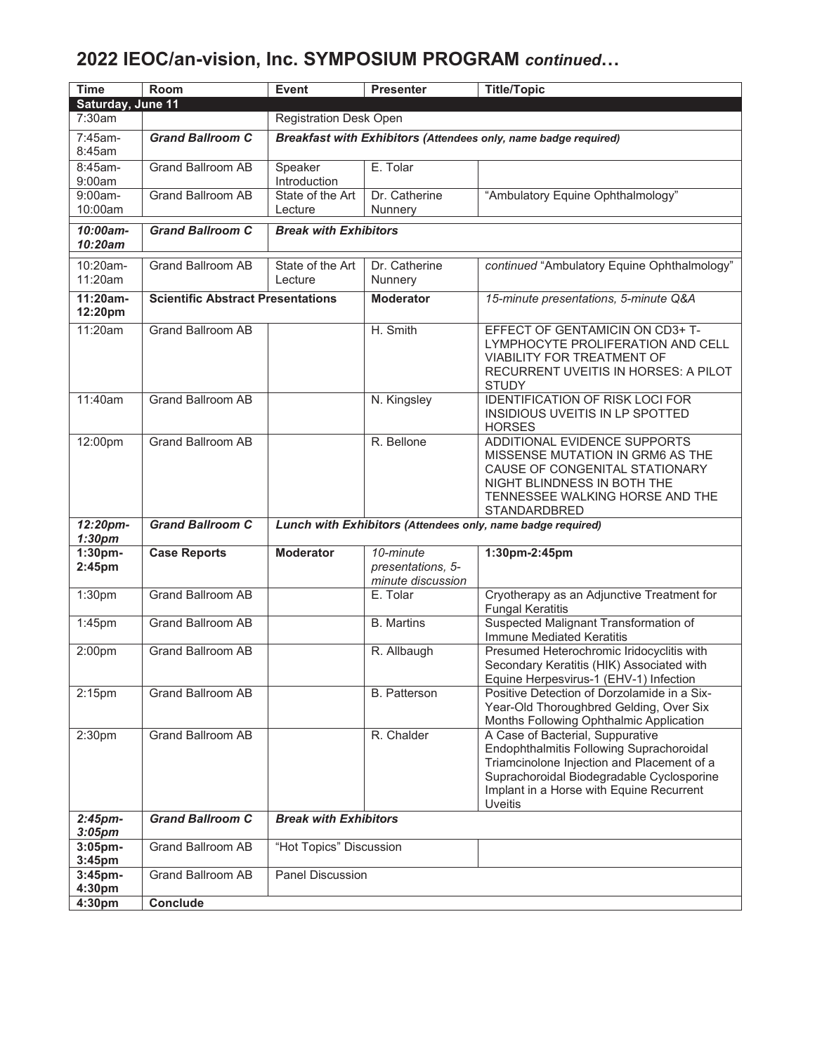## 2022 IEOC/an-vision, Inc. SYMPOSIUM PROGRAM *continued…*

| Time | Room | Event | Presenter | Title/Topic |
|---|---|---|---|---|
| **Saturday, June 11** | | | | |
| 7:30am | | Registration Desk Open | | |
| 7:45am-8:45am | ***Grand Ballroom C*** | ***Breakfast with Exhibitors (Attendees only, name badge required)*** | | |
| 8:45am-9:00am | Grand Ballroom AB | Speaker Introduction | E. Tolar | |
| 9:00am-10:00am | Grand Ballroom AB | State of the Art Lecture | Dr. Catherine Nunnery | “Ambulatory Equine Ophthalmology” |
| ***10:00am-10:20am*** | ***Grand Ballroom C*** | ***Break with Exhibitors*** | | |
| 10:20am-11:20am | Grand Ballroom AB | State of the Art Lecture | Dr. Catherine Nunnery | *continued* “Ambulatory Equine Ophthalmology” |
| **11:20am-12:20pm** | **Scientific Abstract Presentations** | | **Moderator** | *15-minute presentations, 5-minute Q&A* |
| 11:20am | Grand Ballroom AB | | H. Smith | EFFECT OF GENTAMICIN ON CD3+ T-LYMPHOCYTE PROLIFERATION AND CELL VIABILITY FOR TREATMENT OF RECURRENT UVEITIS IN HORSES: A PILOT STUDY |
| 11:40am | Grand Ballroom AB | | N. Kingsley | IDENTIFICATION OF RISK LOCI FOR INSIDIOUS UVEITIS IN LP SPOTTED HORSES |
| 12:00pm | Grand Ballroom AB | | R. Bellone | ADDITIONAL EVIDENCE SUPPORTS MISSENSE MUTATION IN GRM6 AS THE CAUSE OF CONGENITAL STATIONARY NIGHT BLINDNESS IN BOTH THE TENNESSEE WALKING HORSE AND THE STANDARDBRED |
| ***12:20pm-1:30pm*** | ***Grand Ballroom C*** | ***Lunch with Exhibitors (Attendees only, name badge required)*** | | |
| **1:30pm-2:45pm** | **Case Reports** | **Moderator** | *10-minute presentations, 5-minute discussion* | **1:30pm-2:45pm** |
| 1:30pm | Grand Ballroom AB | | E. Tolar | Cryotherapy as an Adjunctive Treatment for Fungal Keratitis |
| 1:45pm | Grand Ballroom AB | | B. Martins | Suspected Malignant Transformation of Immune Mediated Keratitis |
| 2:00pm | Grand Ballroom AB | | R. Allbaugh | Presumed Heterochromic Iridocyclitis with Secondary Keratitis (HIK) Associated with Equine Herpesvirus-1 (EHV-1) Infection |
| 2:15pm | Grand Ballroom AB | | B. Patterson | Positive Detection of Dorzolamide in a Six-Year-Old Thoroughbred Gelding, Over Six Months Following Ophthalmic Application |
| 2:30pm | Grand Ballroom AB | | R. Chalder | A Case of Bacterial, Suppurative Endophthalmitis Following Suprachoroidal Triamcinolone Injection and Placement of a Suprachoroidal Biodegradable Cyclosporine Implant in a Horse with Equine Recurrent Uveitis |
| ***2:45pm-3:05pm*** | ***Grand Ballroom C*** | ***Break with Exhibitors*** | | |
| **3:05pm-3:45pm** | Grand Ballroom AB | “Hot Topics” Discussion | | |
| **3:45pm-4:30pm** | Grand Ballroom AB | Panel Discussion | | |
| **4:30pm** | **Conclude** | | | |